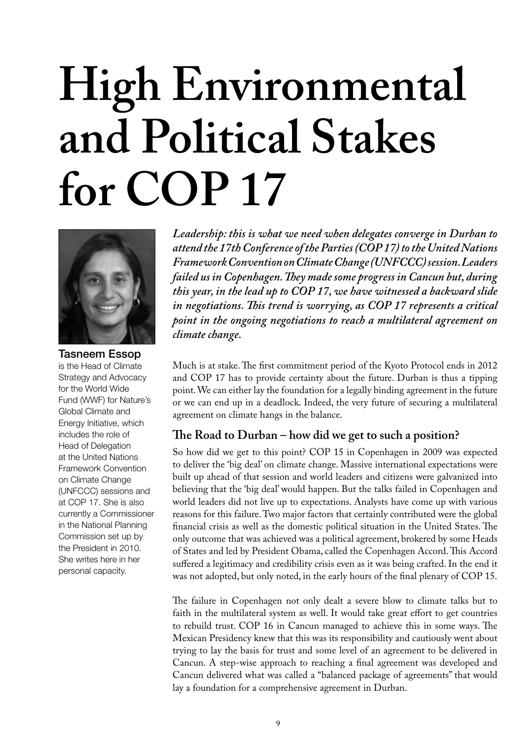# High Environmental and Political Stakes for COP 17

**Tasneem Essop** is the Head of Climate Strategy and Advocacy for the World Wide Fund (WWF) for Nature's Global Climate and Energy Initiative, which includes the role of Head of Delegation at the United Nations Framework Convention on Climate Change (UNFCCC) sessions and at COP 17. She is also currently a Commissioner in the National Planning Commission set up by the President in 2010. She writes here in her personal capacity.

***Leadership: this is what we need when delegates converge in Durban to attend the 17th Conference of the Parties (COP 17) to the United Nations Framework Convention on Climate Change (UNFCCC) session. Leaders failed us in Copenhagen. They made some progress in Cancun but, during this year, in the lead up to COP 17, we have witnessed a backward slide in negotiations. This trend is worrying, as COP 17 represents a critical point in the ongoing negotiations to reach a multilateral agreement on climate change.***

Much is at stake. The first commitment period of the Kyoto Protocol ends in 2012 and COP 17 has to provide certainty about the future. Durban is thus a tipping point. We can either lay the foundation for a legally binding agreement in the future or we can end up in a deadlock. Indeed, the very future of securing a multilateral agreement on climate hangs in the balance.

## The Road to Durban – how did we get to such a position?

So how did we get to this point? COP 15 in Copenhagen in 2009 was expected to deliver the 'big deal' on climate change. Massive international expectations were built up ahead of that session and world leaders and citizens were galvanized into believing that the 'big deal' would happen. But the talks failed in Copenhagen and world leaders did not live up to expectations. Analysts have come up with various reasons for this failure. Two major factors that certainly contributed were the global financial crisis as well as the domestic political situation in the United States. The only outcome that was achieved was a political agreement, brokered by some Heads of States and led by President Obama, called the Copenhagen Accord. This Accord suffered a legitimacy and credibility crisis even as it was being crafted. In the end it was not adopted, but only noted, in the early hours of the final plenary of COP 15.

The failure in Copenhagen not only dealt a severe blow to climate talks but to faith in the multilateral system as well. It would take great effort to get countries to rebuild trust. COP 16 in Cancun managed to achieve this in some ways. The Mexican Presidency knew that this was its responsibility and cautiously went about trying to lay the basis for trust and some level of an agreement to be delivered in Cancun. A step-wise approach to reaching a final agreement was developed and Cancun delivered what was called a "balanced package of agreements" that would lay a foundation for a comprehensive agreement in Durban.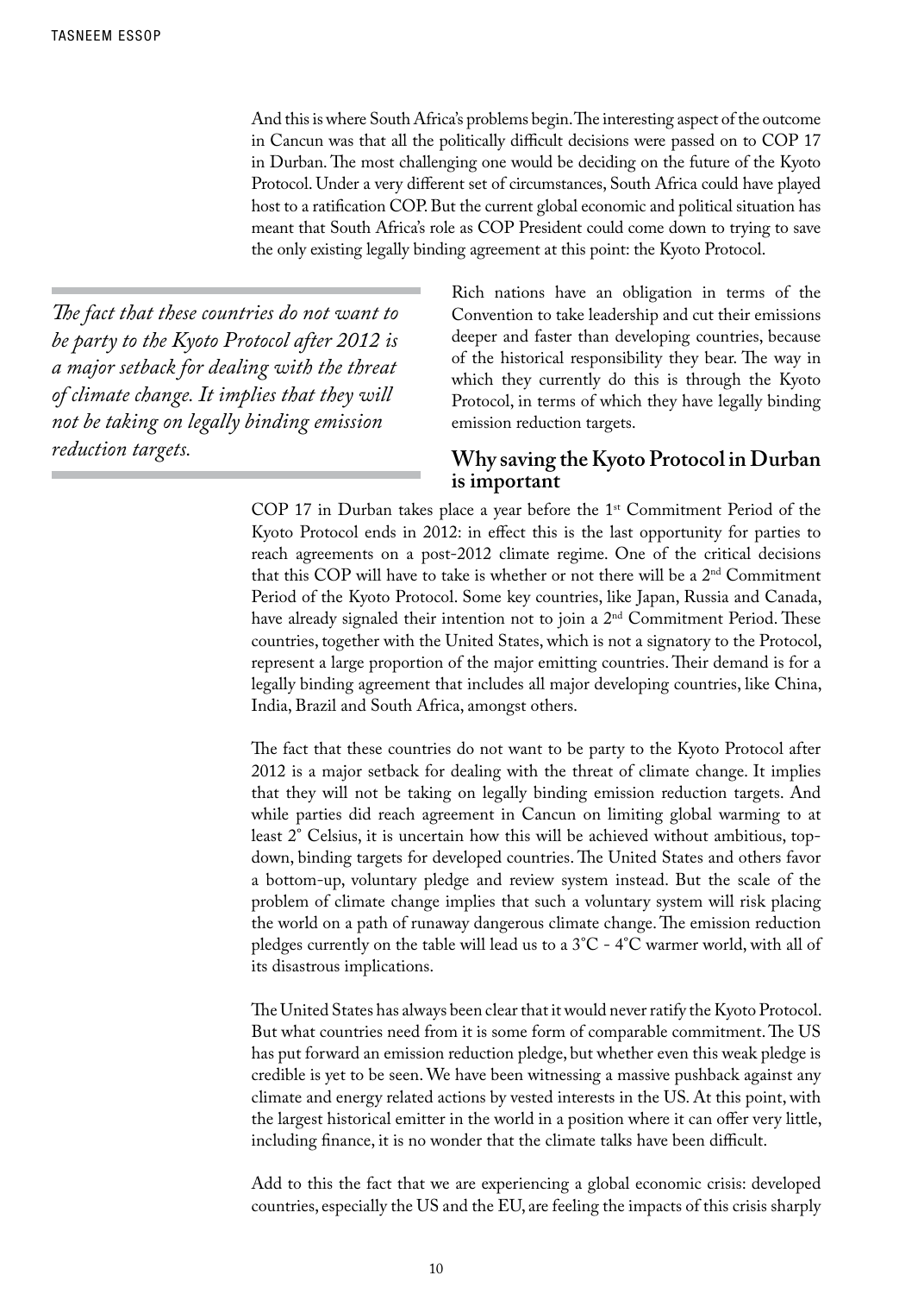And this is where South Africa's problems begin. The interesting aspect of the outcome in Cancun was that all the politically difficult decisions were passed on to COP 17 in Durban. The most challenging one would be deciding on the future of the Kyoto Protocol. Under a very different set of circumstances, South Africa could have played host to a ratification COP. But the current global economic and political situation has meant that South Africa's role as COP President could come down to trying to save the only existing legally binding agreement at this point: the Kyoto Protocol.

> *The fact that these countries do not want to be party to the Kyoto Protocol after 2012 is a major setback for dealing with the threat of climate change. It implies that they will not be taking on legally binding emission reduction targets.*

Rich nations have an obligation in terms of the Convention to take leadership and cut their emissions deeper and faster than developing countries, because of the historical responsibility they bear. The way in which they currently do this is through the Kyoto Protocol, in terms of which they have legally binding emission reduction targets.

## Why saving the Kyoto Protocol in Durban is important

COP 17 in Durban takes place a year before the 1st Commitment Period of the Kyoto Protocol ends in 2012: in effect this is the last opportunity for parties to reach agreements on a post-2012 climate regime. One of the critical decisions that this COP will have to take is whether or not there will be a 2nd Commitment Period of the Kyoto Protocol. Some key countries, like Japan, Russia and Canada, have already signaled their intention not to join a 2nd Commitment Period. These countries, together with the United States, which is not a signatory to the Protocol, represent a large proportion of the major emitting countries. Their demand is for a legally binding agreement that includes all major developing countries, like China, India, Brazil and South Africa, amongst others.

The fact that these countries do not want to be party to the Kyoto Protocol after 2012 is a major setback for dealing with the threat of climate change. It implies that they will not be taking on legally binding emission reduction targets. And while parties did reach agreement in Cancun on limiting global warming to at least 2° Celsius, it is uncertain how this will be achieved without ambitious, top-down, binding targets for developed countries. The United States and others favor a bottom-up, voluntary pledge and review system instead. But the scale of the problem of climate change implies that such a voluntary system will risk placing the world on a path of runaway dangerous climate change. The emission reduction pledges currently on the table will lead us to a 3°C - 4°C warmer world, with all of its disastrous implications.

The United States has always been clear that it would never ratify the Kyoto Protocol. But what countries need from it is some form of comparable commitment. The US has put forward an emission reduction pledge, but whether even this weak pledge is credible is yet to be seen. We have been witnessing a massive pushback against any climate and energy related actions by vested interests in the US. At this point, with the largest historical emitter in the world in a position where it can offer very little, including finance, it is no wonder that the climate talks have been difficult.

Add to this the fact that we are experiencing a global economic crisis: developed countries, especially the US and the EU, are feeling the impacts of this crisis sharply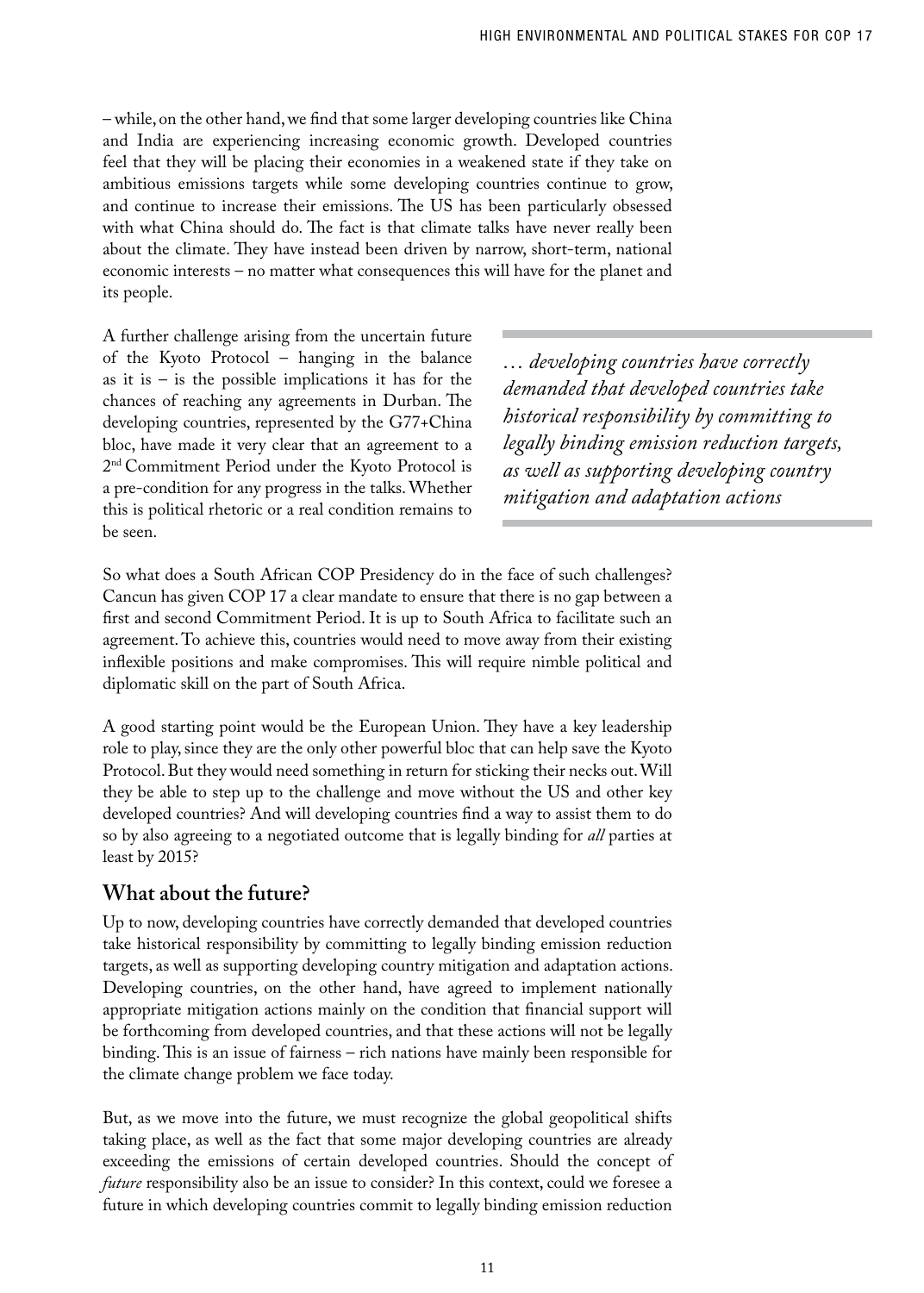– while, on the other hand, we find that some larger developing countries like China and India are experiencing increasing economic growth. Developed countries feel that they will be placing their economies in a weakened state if they take on ambitious emissions targets while some developing countries continue to grow, and continue to increase their emissions. The US has been particularly obsessed with what China should do. The fact is that climate talks have never really been about the climate. They have instead been driven by narrow, short-term, national economic interests – no matter what consequences this will have for the planet and its people.

A further challenge arising from the uncertain future of the Kyoto Protocol – hanging in the balance as it is – is the possible implications it has for the chances of reaching any agreements in Durban. The developing countries, represented by the G77+China bloc, have made it very clear that an agreement to a 2nd Commitment Period under the Kyoto Protocol is a pre-condition for any progress in the talks. Whether this is political rhetoric or a real condition remains to be seen.

> *… developing countries have correctly demanded that developed countries take historical responsibility by committing to legally binding emission reduction targets, as well as supporting developing country mitigation and adaptation actions*

So what does a South African COP Presidency do in the face of such challenges? Cancun has given COP 17 a clear mandate to ensure that there is no gap between a first and second Commitment Period. It is up to South Africa to facilitate such an agreement. To achieve this, countries would need to move away from their existing inflexible positions and make compromises. This will require nimble political and diplomatic skill on the part of South Africa.

A good starting point would be the European Union. They have a key leadership role to play, since they are the only other powerful bloc that can help save the Kyoto Protocol. But they would need something in return for sticking their necks out. Will they be able to step up to the challenge and move without the US and other key developed countries? And will developing countries find a way to assist them to do so by also agreeing to a negotiated outcome that is legally binding for *all* parties at least by 2015?

## What about the future?

Up to now, developing countries have correctly demanded that developed countries take historical responsibility by committing to legally binding emission reduction targets, as well as supporting developing country mitigation and adaptation actions. Developing countries, on the other hand, have agreed to implement nationally appropriate mitigation actions mainly on the condition that financial support will be forthcoming from developed countries, and that these actions will not be legally binding. This is an issue of fairness – rich nations have mainly been responsible for the climate change problem we face today.

But, as we move into the future, we must recognize the global geopolitical shifts taking place, as well as the fact that some major developing countries are already exceeding the emissions of certain developed countries. Should the concept of *future* responsibility also be an issue to consider? In this context, could we foresee a future in which developing countries commit to legally binding emission reduction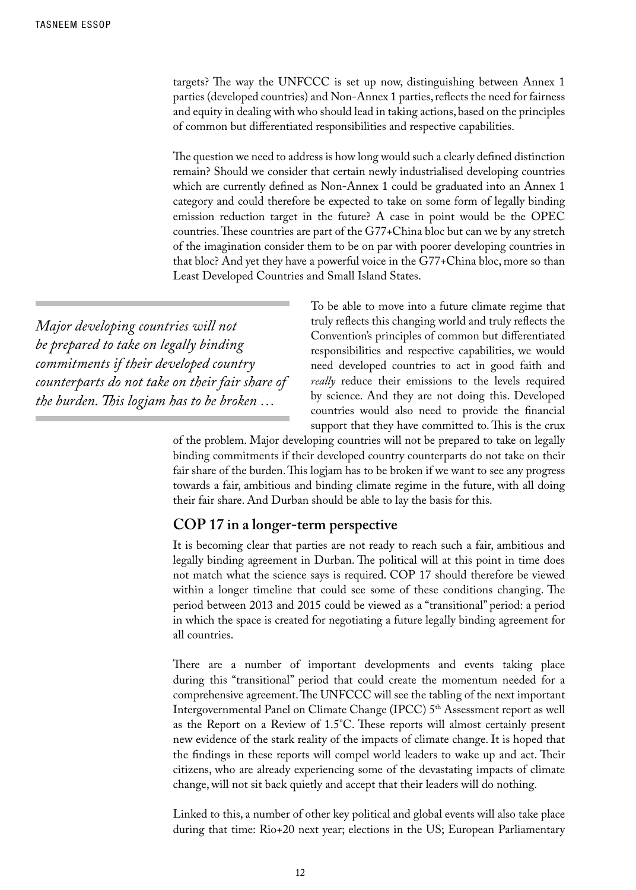targets? The way the UNFCCC is set up now, distinguishing between Annex 1 parties (developed countries) and Non-Annex 1 parties, reflects the need for fairness and equity in dealing with who should lead in taking actions, based on the principles of common but differentiated responsibilities and respective capabilities.

The question we need to address is how long would such a clearly defined distinction remain? Should we consider that certain newly industrialised developing countries which are currently defined as Non-Annex 1 could be graduated into an Annex 1 category and could therefore be expected to take on some form of legally binding emission reduction target in the future? A case in point would be the OPEC countries. These countries are part of the G77+China bloc but can we by any stretch of the imagination consider them to be on par with poorer developing countries in that bloc? And yet they have a powerful voice in the G77+China bloc, more so than Least Developed Countries and Small Island States.

*Major developing countries will not be prepared to take on legally binding commitments if their developed country counterparts do not take on their fair share of the burden. This logjam has to be broken …*

To be able to move into a future climate regime that truly reflects this changing world and truly reflects the Convention's principles of common but differentiated responsibilities and respective capabilities, we would need developed countries to act in good faith and *really* reduce their emissions to the levels required by science. And they are not doing this. Developed countries would also need to provide the financial support that they have committed to. This is the crux of the problem. Major developing countries will not be prepared to take on legally binding commitments if their developed country counterparts do not take on their fair share of the burden. This logjam has to be broken if we want to see any progress towards a fair, ambitious and binding climate regime in the future, with all doing their fair share. And Durban should be able to lay the basis for this.

## COP 17 in a longer-term perspective

It is becoming clear that parties are not ready to reach such a fair, ambitious and legally binding agreement in Durban. The political will at this point in time does not match what the science says is required. COP 17 should therefore be viewed within a longer timeline that could see some of these conditions changing. The period between 2013 and 2015 could be viewed as a "transitional" period: a period in which the space is created for negotiating a future legally binding agreement for all countries.

There are a number of important developments and events taking place during this "transitional" period that could create the momentum needed for a comprehensive agreement. The UNFCCC will see the tabling of the next important Intergovernmental Panel on Climate Change (IPCC) 5th Assessment report as well as the Report on a Review of 1.5°C. These reports will almost certainly present new evidence of the stark reality of the impacts of climate change. It is hoped that the findings in these reports will compel world leaders to wake up and act. Their citizens, who are already experiencing some of the devastating impacts of climate change, will not sit back quietly and accept that their leaders will do nothing.

Linked to this, a number of other key political and global events will also take place during that time: Rio+20 next year; elections in the US; European Parliamentary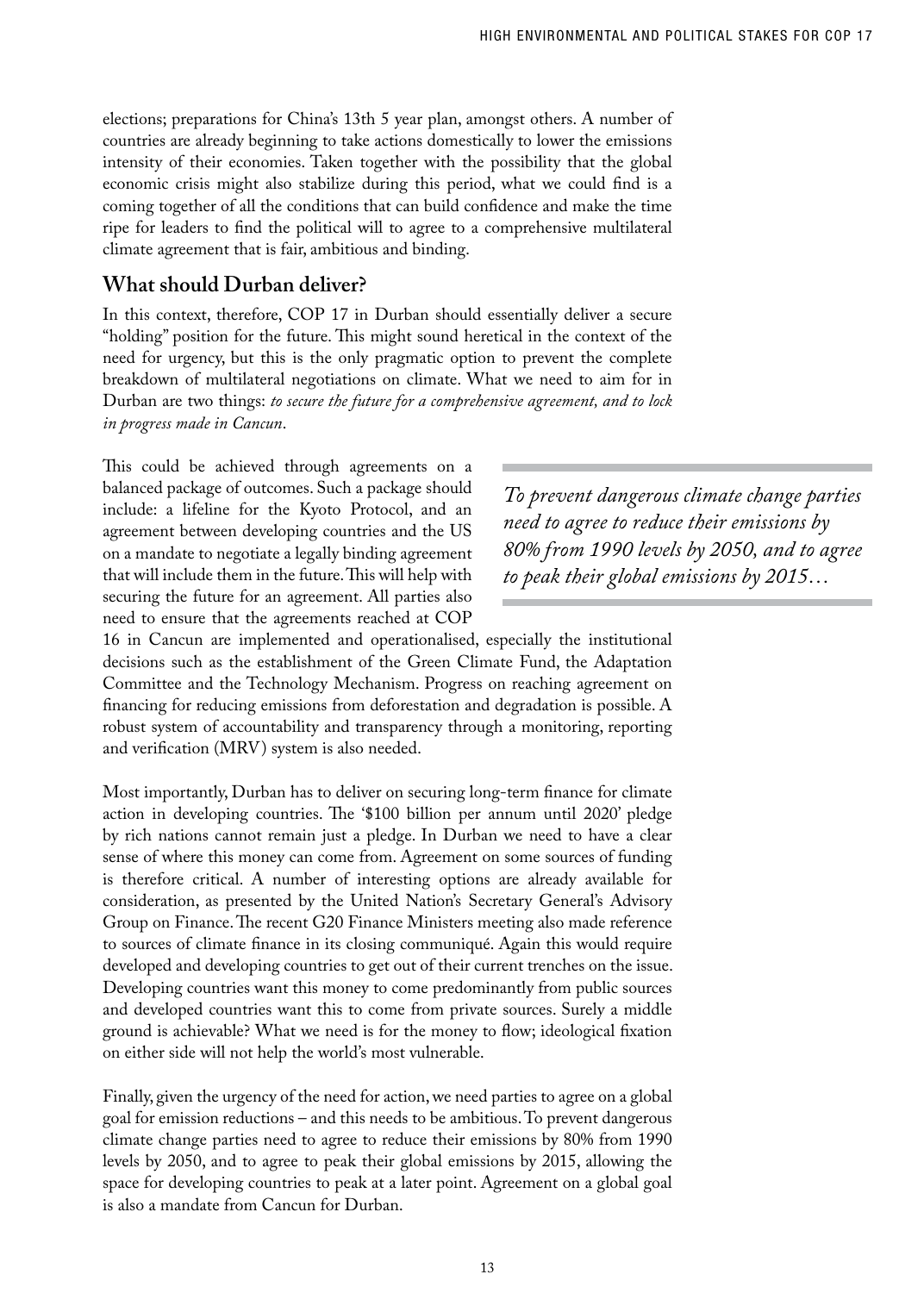elections; preparations for China's 13th 5 year plan, amongst others. A number of countries are already beginning to take actions domestically to lower the emissions intensity of their economies. Taken together with the possibility that the global economic crisis might also stabilize during this period, what we could find is a coming together of all the conditions that can build confidence and make the time ripe for leaders to find the political will to agree to a comprehensive multilateral climate agreement that is fair, ambitious and binding.

## What should Durban deliver?

In this context, therefore, COP 17 in Durban should essentially deliver a secure "holding" position for the future. This might sound heretical in the context of the need for urgency, but this is the only pragmatic option to prevent the complete breakdown of multilateral negotiations on climate. What we need to aim for in Durban are two things: *to secure the future for a comprehensive agreement, and to lock in progress made in Cancun*.

This could be achieved through agreements on a balanced package of outcomes. Such a package should include: a lifeline for the Kyoto Protocol, and an agreement between developing countries and the US on a mandate to negotiate a legally binding agreement that will include them in the future. This will help with securing the future for an agreement. All parties also need to ensure that the agreements reached at COP 16 in Cancun are implemented and operationalised, especially the institutional decisions such as the establishment of the Green Climate Fund, the Adaptation Committee and the Technology Mechanism. Progress on reaching agreement on financing for reducing emissions from deforestation and degradation is possible. A robust system of accountability and transparency through a monitoring, reporting and verification (MRV) system is also needed.

> *To prevent dangerous climate change parties need to agree to reduce their emissions by 80% from 1990 levels by 2050, and to agree to peak their global emissions by 2015…*

Most importantly, Durban has to deliver on securing long-term finance for climate action in developing countries. The '$100 billion per annum until 2020' pledge by rich nations cannot remain just a pledge. In Durban we need to have a clear sense of where this money can come from. Agreement on some sources of funding is therefore critical. A number of interesting options are already available for consideration, as presented by the United Nation's Secretary General's Advisory Group on Finance. The recent G20 Finance Ministers meeting also made reference to sources of climate finance in its closing communiqué. Again this would require developed and developing countries to get out of their current trenches on the issue. Developing countries want this money to come predominantly from public sources and developed countries want this to come from private sources. Surely a middle ground is achievable? What we need is for the money to flow; ideological fixation on either side will not help the world's most vulnerable.

Finally, given the urgency of the need for action, we need parties to agree on a global goal for emission reductions – and this needs to be ambitious. To prevent dangerous climate change parties need to agree to reduce their emissions by 80% from 1990 levels by 2050, and to agree to peak their global emissions by 2015, allowing the space for developing countries to peak at a later point. Agreement on a global goal is also a mandate from Cancun for Durban.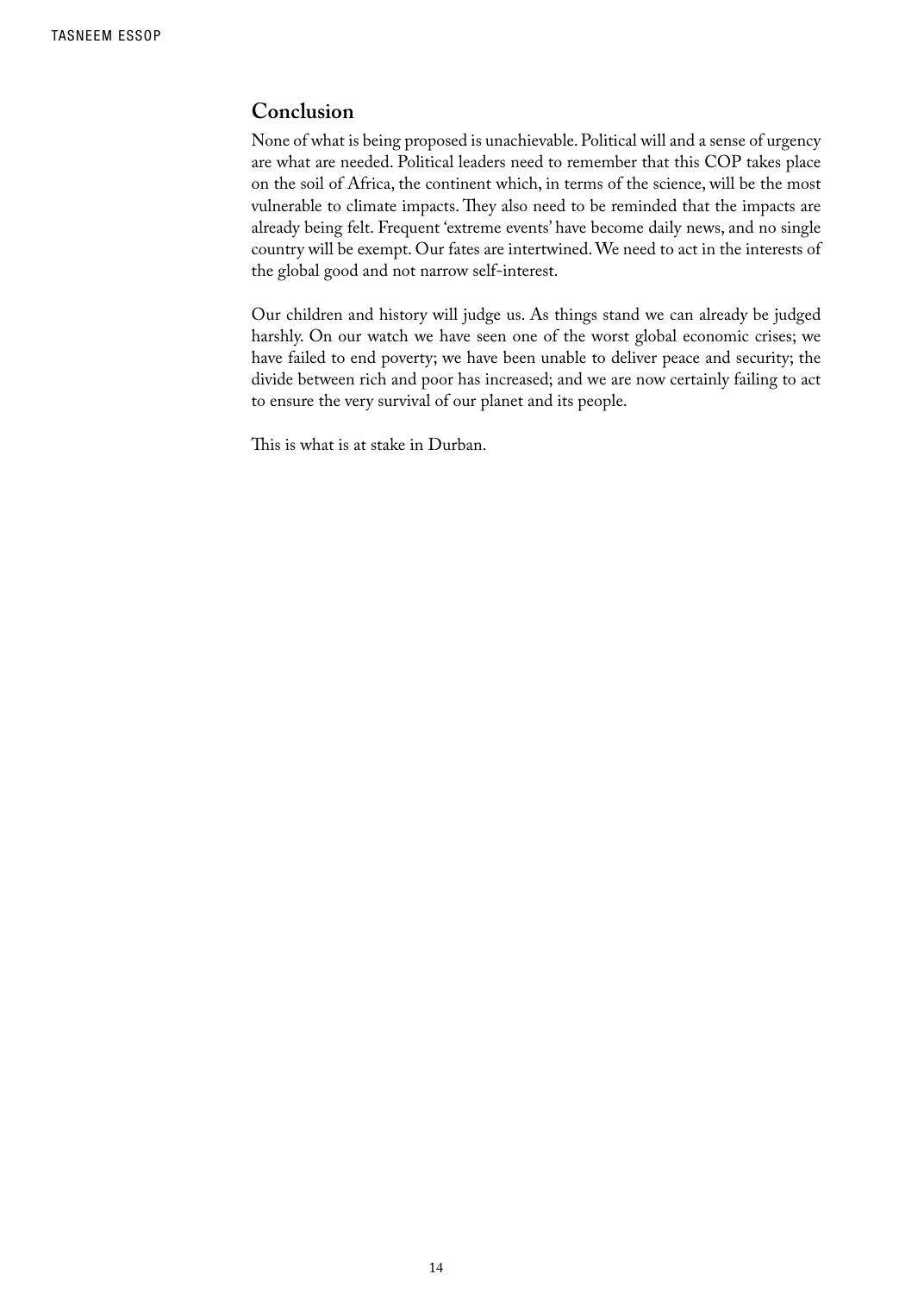## Conclusion

None of what is being proposed is unachievable. Political will and a sense of urgency are what are needed. Political leaders need to remember that this COP takes place on the soil of Africa, the continent which, in terms of the science, will be the most vulnerable to climate impacts. They also need to be reminded that the impacts are already being felt. Frequent 'extreme events' have become daily news, and no single country will be exempt. Our fates are intertwined. We need to act in the interests of the global good and not narrow self-interest.

Our children and history will judge us. As things stand we can already be judged harshly. On our watch we have seen one of the worst global economic crises; we have failed to end poverty; we have been unable to deliver peace and security; the divide between rich and poor has increased; and we are now certainly failing to act to ensure the very survival of our planet and its people.

This is what is at stake in Durban.